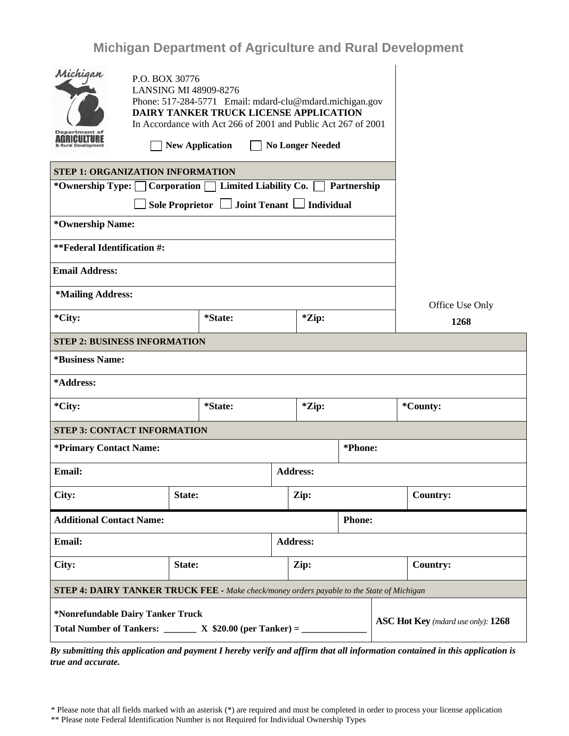# Michigan Department of Agriculture and Rural Development

P.O. BOX 30776
LANSING MI 48909-8276
Phone: 517-284-5771 Email: mdard-clu@mdard.michigan.gov

**DAIRY TANKER TRUCK LICENSE APPLICATION**

In Accordance with Act 266 of 2001 and Public Act 267 of 2001

☐ **New Application** ☐ **No Longer Needed**

Office Use Only
**1268**

## STEP 1: ORGANIZATION INFORMATION

**\*Ownership Type:** ☐ **Corporation** ☐ **Limited Liability Co.** ☐ **Partnership** ☐ **Sole Proprietor** ☐ **Joint Tenant** ☐ **Individual**

| | | |
|---|---|---|
| **\*Ownership Name:** | | |
| **\*\*Federal Identification #:** | | |
| **Email Address:** | | |
| **\*Mailing Address:** | | |
| **\*City:** | **\*State:** | **\*Zip:** |

## STEP 2: BUSINESS INFORMATION

| | | | |
|---|---|---|---|
| **\*Business Name:** | | | |
| **\*Address:** | | | |
| **\*City:** | **\*State:** | **\*Zip:** | **\*County:** |

## STEP 3: CONTACT INFORMATION

| | | | |
|---|---|---|---|
| **\*Primary Contact Name:** | | **\*Phone:** | |
| **Email:** | | **Address:** | |
| **City:** | **State:** | **Zip:** | **Country:** |
| **Additional Contact Name:** | | **Phone:** | |
| **Email:** | | **Address:** | |
| **City:** | **State:** | **Zip:** | **Country:** |

## STEP 4: DAIRY TANKER TRUCK FEE - *Make check/money orders payable to the State of Michigan*

**\*Nonrefundable Dairy Tanker Truck**
**Total Number of Tankers: _______ X $20.00 (per Tanker) = ______________**

**ASC Hot Key** *(mdard use only)*: **1268**

***By submitting this application and payment I hereby verify and affirm that all information contained in this application is true and accurate.***

\* Please note that all fields marked with an asterisk (\*) are required and must be completed in order to process your license application
\*\* Please note Federal Identification Number is not Required for Individual Ownership Types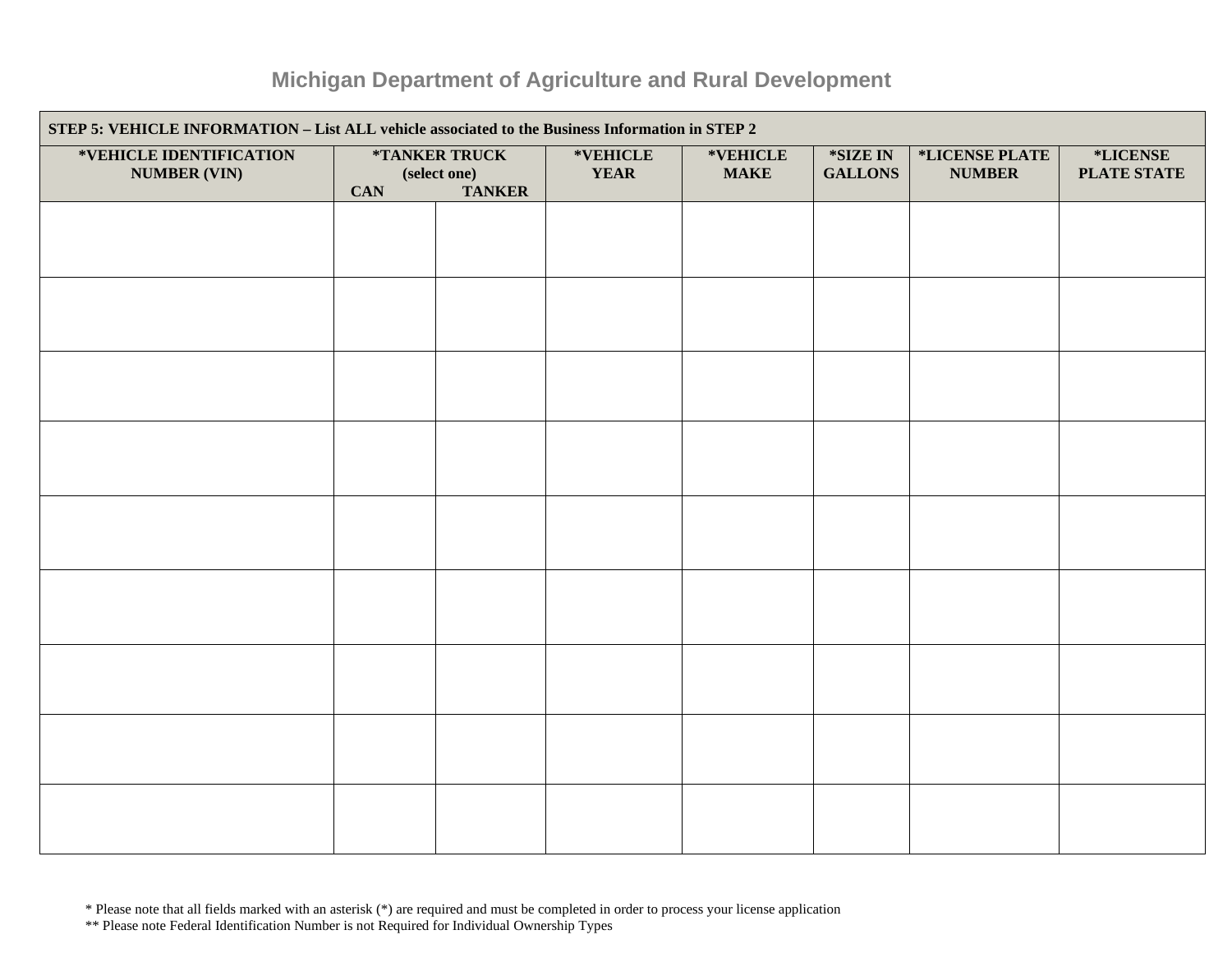## Michigan Department of Agriculture and Rural Development

| STEP 5: VEHICLE INFORMATION – List ALL vehicle associated to the Business Information in STEP 2 | | | | | | | |
|---|---|---|---|---|---|---|---|
| *VEHICLE IDENTIFICATION NUMBER (VIN) | *TANKER TRUCK (select one) | | *VEHICLE YEAR | *VEHICLE MAKE | *SIZE IN GALLONS | *LICENSE PLATE NUMBER | *LICENSE PLATE STATE |
| | CAN | TANKER | | | | | |
| | | | | | | | |
| | | | | | | | |
| | | | | | | | |
| | | | | | | | |
| | | | | | | | |
| | | | | | | | |
| | | | | | | | |
| | | | | | | | |
| | | | | | | | |

* Please note that all fields marked with an asterisk (*) are required and must be completed in order to process your license application
** Please note Federal Identification Number is not Required for Individual Ownership Types